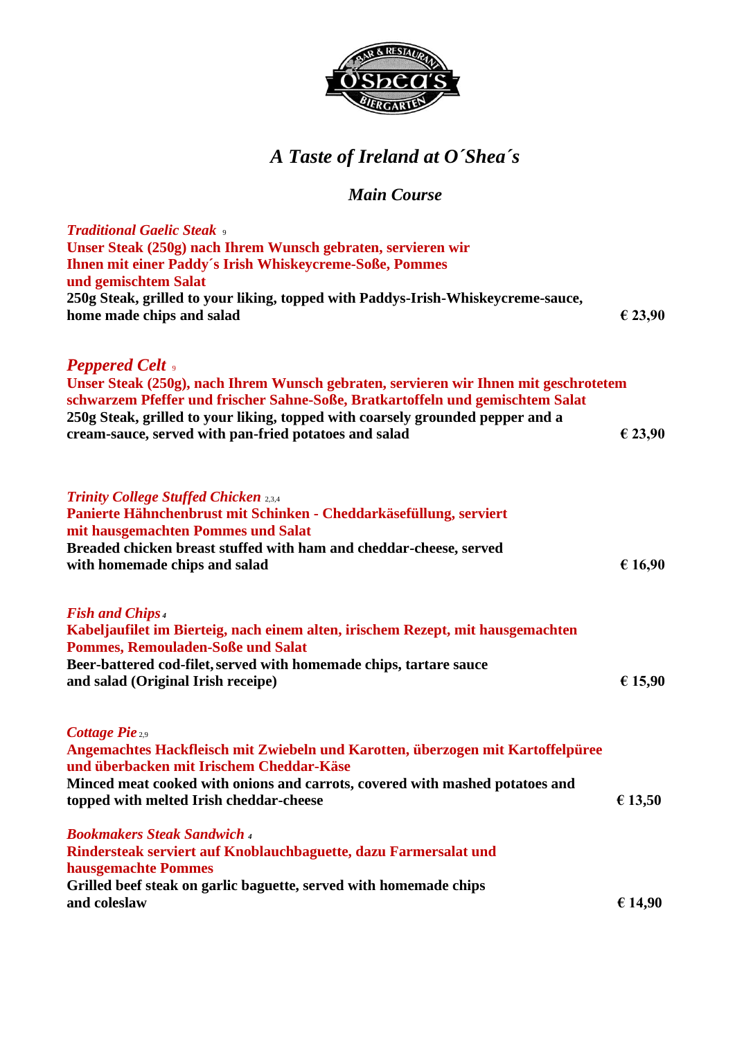# *A Taste of Ireland at O´Shea´s*

## *Main Course*

***Traditional Gaelic Steak*** 9
**Unser Steak (250g) nach Ihrem Wunsch gebraten, servieren wir Ihnen mit einer Paddy´s Irish Whiskeycreme-Soße, Pommes und gemischtem Salat**
**250g Steak, grilled to your liking, topped with Paddys-Irish-Whiskeycreme-sauce, home made chips and salad** **€ 23,90**

***Peppered Celt*** 9
**Unser Steak (250g), nach Ihrem Wunsch gebraten, servieren wir Ihnen mit geschrotetem schwarzem Pfeffer und frischer Sahne-Soße, Bratkartoffeln und gemischtem Salat**
**250g Steak, grilled to your liking, topped with coarsely grounded pepper and a cream-sauce, served with pan-fried potatoes and salad** **€ 23,90**

***Trinity College Stuffed Chicken*** 2,3,4
**Panierte Hähnchenbrust mit Schinken - Cheddarkäsefüllung, serviert mit hausgemachten Pommes und Salat**
**Breaded chicken breast stuffed with ham and cheddar-cheese, served with homemade chips and salad** **€ 16,90**

***Fish and Chips*** 4
**Kabeljaufilet im Bierteig, nach einem alten, irischem Rezept, mit hausgemachten Pommes, Remouladen-Soße und Salat**
**Beer-battered cod-filet, served with homemade chips, tartare sauce and salad (Original Irish receipe)** **€ 15,90**

***Cottage Pie*** 2,9
**Angemachtes Hackfleisch mit Zwiebeln und Karotten, überzogen mit Kartoffelpüree und überbacken mit Irischem Cheddar-Käse**
**Minced meat cooked with onions and carrots, covered with mashed potatoes and topped with melted Irish cheddar-cheese** **€ 13,50**

***Bookmakers Steak Sandwich*** 4
**Rindersteak serviert auf Knoblauchbaguette, dazu Farmersalat und hausgemachte Pommes**
**Grilled beef steak on garlic baguette, served with homemade chips and coleslaw** **€ 14,90**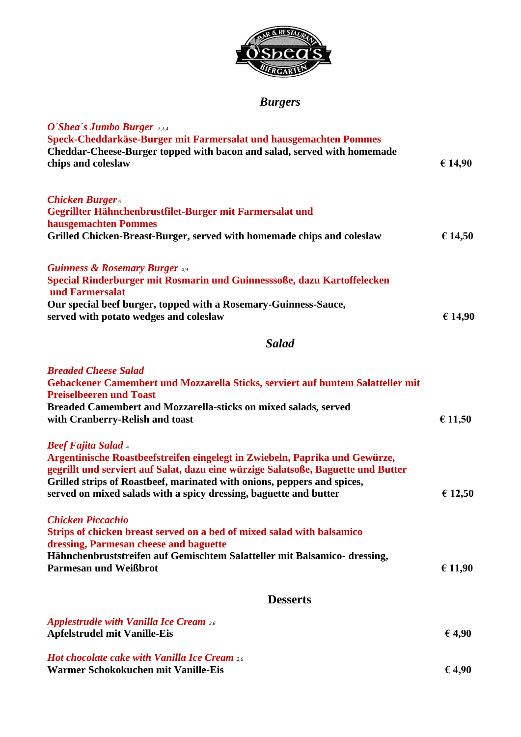O´Shea´s Bar & Restaurant Biergarten

## *Burgers*

***O´Shea´s Jumbo Burger*** 2,3,4
**Speck-Cheddarkäse-Burger mit Farmersalat und hausgemachten Pommes**
**Cheddar-Cheese-Burger topped with bacon and salad, served with homemade chips and coleslaw** **€ 14,90**

***Chicken Burger*** 4
**Gegrillter Hähnchenbrustfilet-Burger mit Farmersalat und hausgemachten Pommes**
**Grilled Chicken-Breast-Burger, served with homemade chips and coleslaw** **€ 14,50**

***Guinness & Rosemary Burger*** 4,9
**Special Rinderburger mit Rosmarin und Guinnesssoße, dazu Kartoffelecken und Farmersalat**
**Our special beef burger, topped with a Rosemary-Guinness-Sauce, served with potato wedges and coleslaw** **€ 14,90**

## *Salad*

***Breaded Cheese Salad***
**Gebackener Camembert und Mozzarella Sticks, serviert auf buntem Salatteller mit Preiselbeeren und Toast**
**Breaded Camembert and Mozzarella-sticks on mixed salads, served with Cranberry-Relish and toast** **€ 11,50**

***Beef Fajita Salad*** 4
**Argentinische Roastbeefstreifen eingelegt in Zwiebeln, Paprika und Gewürze, gegrillt und serviert auf Salat, dazu eine würzige Salatsoße, Baguette und Butter**
**Grilled strips of Roastbeef, marinated with onions, peppers and spices, served on mixed salads with a spicy dressing, baguette and butter** **€ 12,50**

***Chicken Piccachio***
**Strips of chicken breast served on a bed of mixed salad with balsamico dressing, Parmesan cheese and baguette**
**Hähnchenbruststreifen auf Gemischtem Salatteller mit Balsamico- dressing, Parmesan und Weißbrot** **€ 11,90**

## Desserts

***Applestrudle with Vanilla Ice Cream*** 2,6
**Apfelstrudel mit Vanille-Eis** **€ 4,90**

***Hot chocolate cake with Vanilla Ice Cream*** 2,6
**Warmer Schokokuchen mit Vanille-Eis** **€ 4,90**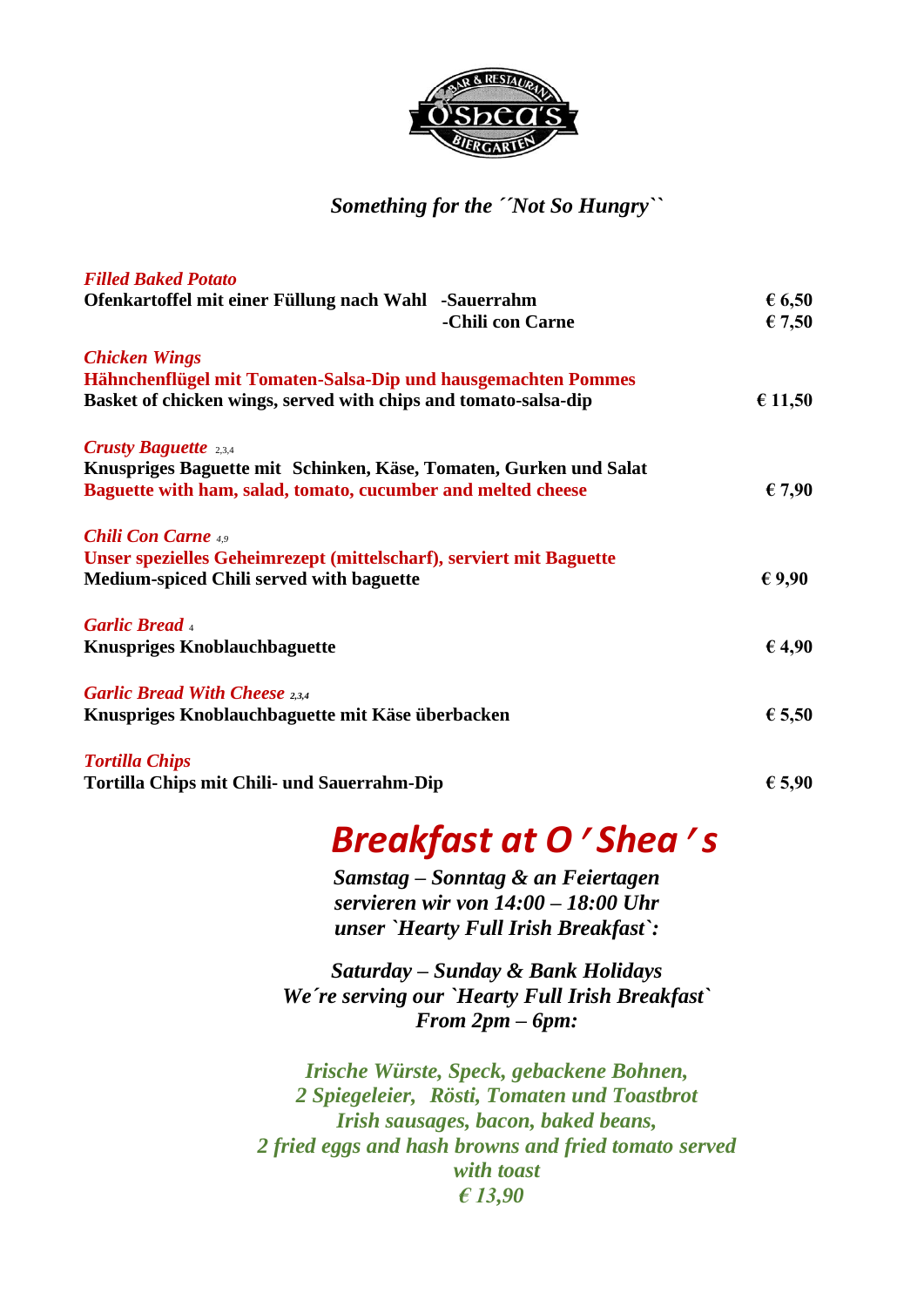*Something for the ´´Not So Hungry``*

***Filled Baked Potato***
**Ofenkartoffel mit einer Füllung nach Wahl -Sauerrahm € 6,50**
**-Chili con Carne € 7,50**

***Chicken Wings***
**Hähnchenflügel mit Tomaten-Salsa-Dip und hausgemachten Pommes**
**Basket of chicken wings, served with chips and tomato-salsa-dip € 11,50**

***Crusty Baguette*** 2,3,4
**Knuspriges Baguette mit Schinken, Käse, Tomaten, Gurken und Salat**
**Baguette with ham, salad, tomato, cucumber and melted cheese € 7,90**

***Chili Con Carne*** 4,9
**Unser spezielles Geheimrezept (mittelscharf), serviert mit Baguette**
**Medium-spiced Chili served with baguette € 9,90**

***Garlic Bread*** 4
**Knuspriges Knoblauchbaguette € 4,90**

***Garlic Bread With Cheese*** 2,3,4
**Knuspriges Knoblauchbaguette mit Käse überbacken € 5,50**

***Tortilla Chips***
**Tortilla Chips mit Chili- und Sauerrahm-Dip € 5,90**

# *Breakfast at O ′ Shea ′ s*

***Samstag – Sonntag & an Feiertagen***
***servieren wir von 14:00 – 18:00 Uhr***
***unser `Hearty Full Irish Breakfast`:***

***Saturday – Sunday & Bank Holidays***
***We´re serving our `Hearty Full Irish Breakfast`***
***From 2pm – 6pm:***

***Irische Würste, Speck, gebackene Bohnen,***
***2 Spiegeleier, Rösti, Tomaten und Toastbrot***
***Irish sausages, bacon, baked beans,***
***2 fried eggs and hash browns and fried tomato served***
***with toast***
***€ 13,90***